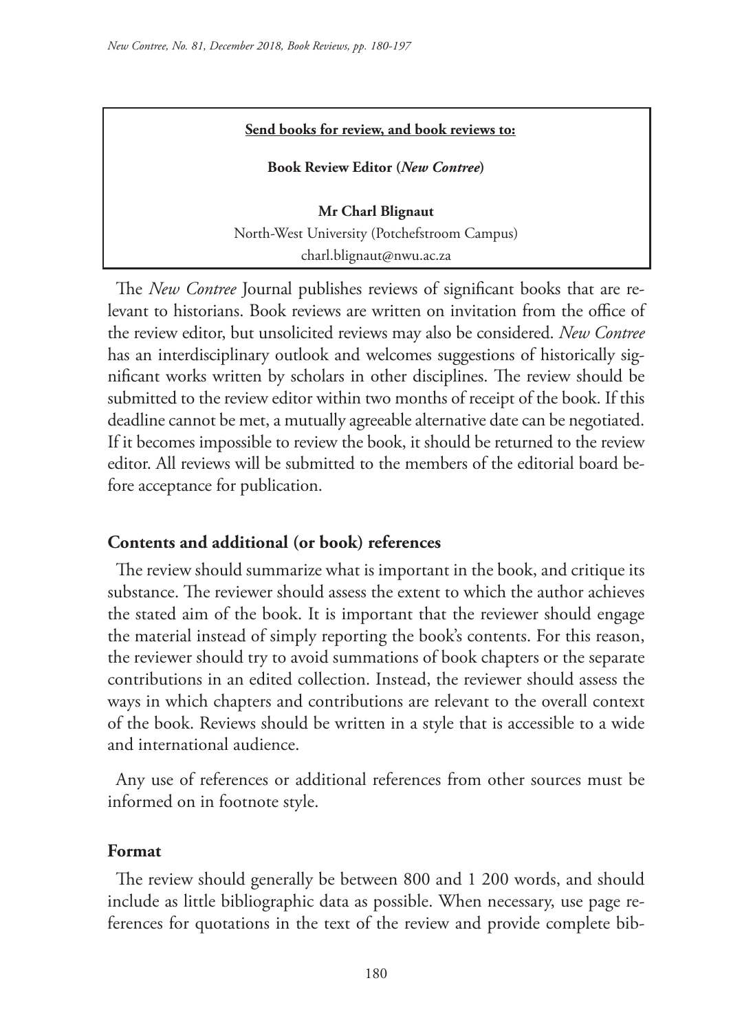**Send books for review, and book reviews to:**

**Book Review Editor (*New Contree*)**

**Mr Charl Blignaut**
North-West University (Potchefstroom Campus)
charl.blignaut@nwu.ac.za

The *New Contree* Journal publishes reviews of significant books that are relevant to historians. Book reviews are written on invitation from the office of the review editor, but unsolicited reviews may also be considered. *New Contree* has an interdisciplinary outlook and welcomes suggestions of historically significant works written by scholars in other disciplines. The review should be submitted to the review editor within two months of receipt of the book. If this deadline cannot be met, a mutually agreeable alternative date can be negotiated. If it becomes impossible to review the book, it should be returned to the review editor. All reviews will be submitted to the members of the editorial board before acceptance for publication.

## Contents and additional (or book) references

The review should summarize what is important in the book, and critique its substance. The reviewer should assess the extent to which the author achieves the stated aim of the book. It is important that the reviewer should engage the material instead of simply reporting the book's contents. For this reason, the reviewer should try to avoid summations of book chapters or the separate contributions in an edited collection. Instead, the reviewer should assess the ways in which chapters and contributions are relevant to the overall context of the book. Reviews should be written in a style that is accessible to a wide and international audience.

Any use of references or additional references from other sources must be informed on in footnote style.

## Format

The review should generally be between 800 and 1 200 words, and should include as little bibliographic data as possible. When necessary, use page references for quotations in the text of the review and provide complete bib-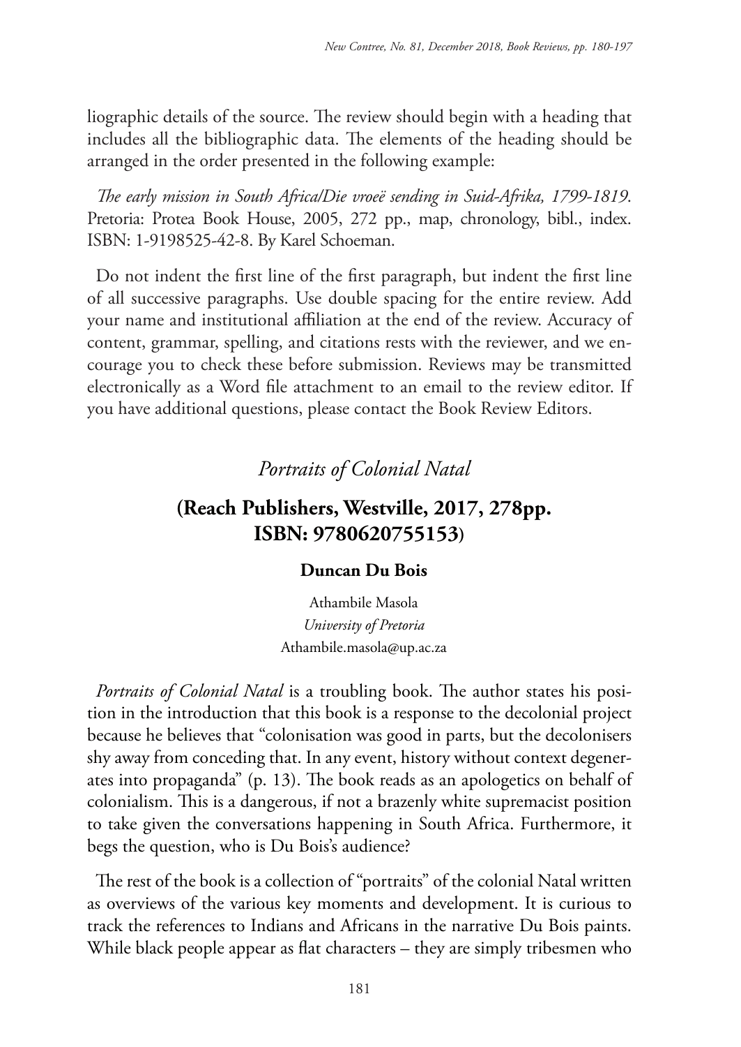liographic details of the source. The review should begin with a heading that includes all the bibliographic data. The elements of the heading should be arranged in the order presented in the following example:

*The early mission in South Africa/Die vroeë sending in Suid-Afrika, 1799-1819*. Pretoria: Protea Book House, 2005, 272 pp., map, chronology, bibl., index. ISBN: 1-9198525-42-8. By Karel Schoeman.

Do not indent the first line of the first paragraph, but indent the first line of all successive paragraphs. Use double spacing for the entire review. Add your name and institutional affiliation at the end of the review. Accuracy of content, grammar, spelling, and citations rests with the reviewer, and we encourage you to check these before submission. Reviews may be transmitted electronically as a Word file attachment to an email to the review editor. If you have additional questions, please contact the Book Review Editors.

## *Portraits of Colonial Natal*

### (Reach Publishers, Westville, 2017, 278pp. ISBN: 9780620755153)

**Duncan Du Bois**

Athambile Masola
*University of Pretoria*
Athambile.masola@up.ac.za

*Portraits of Colonial Natal* is a troubling book. The author states his position in the introduction that this book is a response to the decolonial project because he believes that "colonisation was good in parts, but the decolonisers shy away from conceding that. In any event, history without context degenerates into propaganda" (p. 13). The book reads as an apologetics on behalf of colonialism. This is a dangerous, if not a brazenly white supremacist position to take given the conversations happening in South Africa. Furthermore, it begs the question, who is Du Bois's audience?

The rest of the book is a collection of "portraits" of the colonial Natal written as overviews of the various key moments and development. It is curious to track the references to Indians and Africans in the narrative Du Bois paints. While black people appear as flat characters – they are simply tribesmen who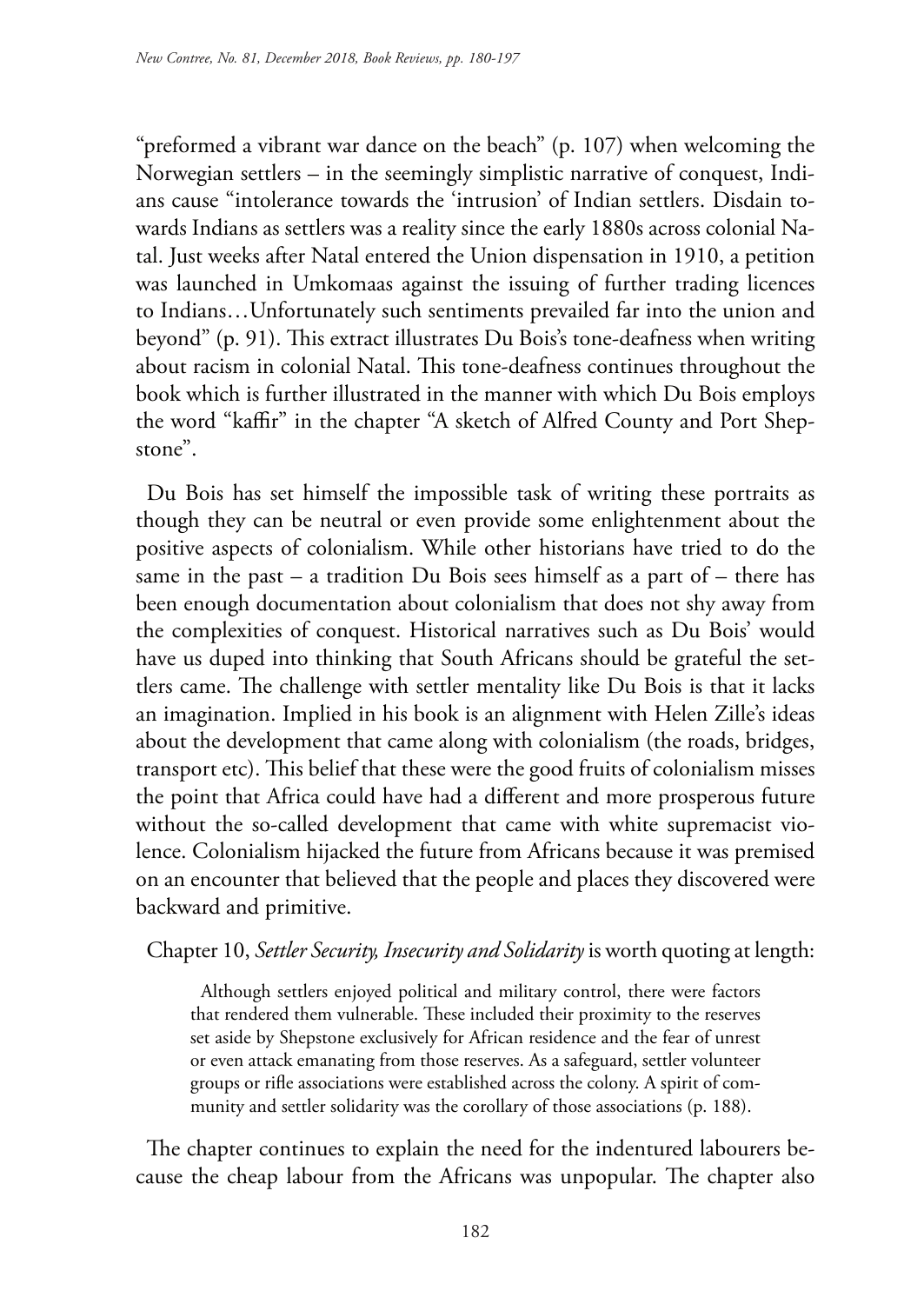"preformed a vibrant war dance on the beach" (p. 107) when welcoming the Norwegian settlers – in the seemingly simplistic narrative of conquest, Indians cause "intolerance towards the 'intrusion' of Indian settlers. Disdain towards Indians as settlers was a reality since the early 1880s across colonial Natal. Just weeks after Natal entered the Union dispensation in 1910, a petition was launched in Umkomaas against the issuing of further trading licences to Indians…Unfortunately such sentiments prevailed far into the union and beyond" (p. 91). This extract illustrates Du Bois's tone-deafness when writing about racism in colonial Natal. This tone-deafness continues throughout the book which is further illustrated in the manner with which Du Bois employs the word "kaffir" in the chapter "A sketch of Alfred County and Port Shepstone".

Du Bois has set himself the impossible task of writing these portraits as though they can be neutral or even provide some enlightenment about the positive aspects of colonialism. While other historians have tried to do the same in the past – a tradition Du Bois sees himself as a part of – there has been enough documentation about colonialism that does not shy away from the complexities of conquest. Historical narratives such as Du Bois' would have us duped into thinking that South Africans should be grateful the settlers came. The challenge with settler mentality like Du Bois is that it lacks an imagination. Implied in his book is an alignment with Helen Zille's ideas about the development that came along with colonialism (the roads, bridges, transport etc). This belief that these were the good fruits of colonialism misses the point that Africa could have had a different and more prosperous future without the so-called development that came with white supremacist violence. Colonialism hijacked the future from Africans because it was premised on an encounter that believed that the people and places they discovered were backward and primitive.

Chapter 10, *Settler Security, Insecurity and Solidarity* is worth quoting at length:

> Although settlers enjoyed political and military control, there were factors that rendered them vulnerable. These included their proximity to the reserves set aside by Shepstone exclusively for African residence and the fear of unrest or even attack emanating from those reserves. As a safeguard, settler volunteer groups or rifle associations were established across the colony. A spirit of community and settler solidarity was the corollary of those associations (p. 188).

The chapter continues to explain the need for the indentured labourers because the cheap labour from the Africans was unpopular. The chapter also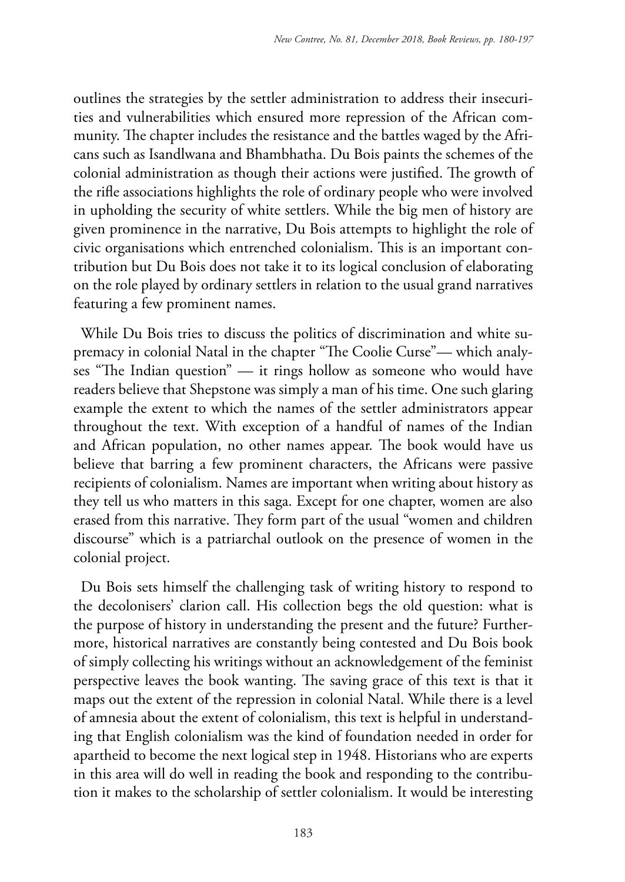outlines the strategies by the settler administration to address their insecurities and vulnerabilities which ensured more repression of the African community. The chapter includes the resistance and the battles waged by the Africans such as Isandlwana and Bhambhatha. Du Bois paints the schemes of the colonial administration as though their actions were justified. The growth of the rifle associations highlights the role of ordinary people who were involved in upholding the security of white settlers. While the big men of history are given prominence in the narrative, Du Bois attempts to highlight the role of civic organisations which entrenched colonialism. This is an important contribution but Du Bois does not take it to its logical conclusion of elaborating on the role played by ordinary settlers in relation to the usual grand narratives featuring a few prominent names.

While Du Bois tries to discuss the politics of discrimination and white supremacy in colonial Natal in the chapter "The Coolie Curse"— which analyses "The Indian question" — it rings hollow as someone who would have readers believe that Shepstone was simply a man of his time. One such glaring example the extent to which the names of the settler administrators appear throughout the text. With exception of a handful of names of the Indian and African population, no other names appear. The book would have us believe that barring a few prominent characters, the Africans were passive recipients of colonialism. Names are important when writing about history as they tell us who matters in this saga. Except for one chapter, women are also erased from this narrative. They form part of the usual "women and children discourse" which is a patriarchal outlook on the presence of women in the colonial project.

Du Bois sets himself the challenging task of writing history to respond to the decolonisers' clarion call. His collection begs the old question: what is the purpose of history in understanding the present and the future? Furthermore, historical narratives are constantly being contested and Du Bois book of simply collecting his writings without an acknowledgement of the feminist perspective leaves the book wanting. The saving grace of this text is that it maps out the extent of the repression in colonial Natal. While there is a level of amnesia about the extent of colonialism, this text is helpful in understanding that English colonialism was the kind of foundation needed in order for apartheid to become the next logical step in 1948. Historians who are experts in this area will do well in reading the book and responding to the contribution it makes to the scholarship of settler colonialism. It would be interesting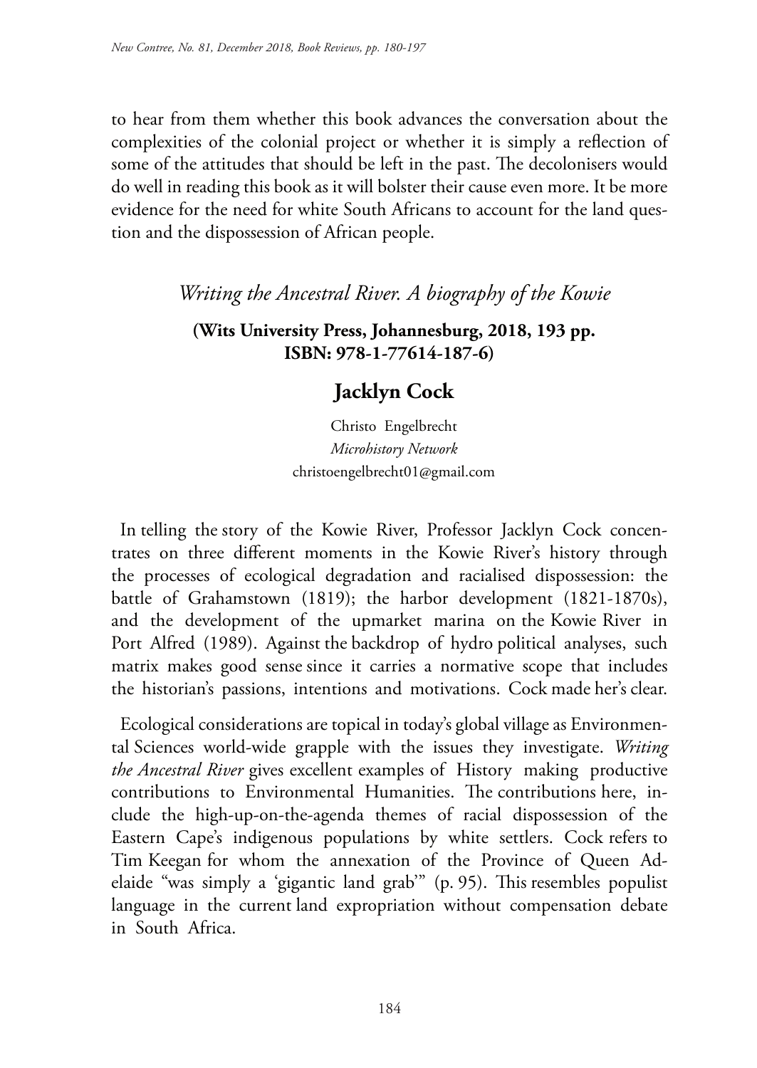to hear from them whether this book advances the conversation about the complexities of the colonial project or whether it is simply a reflection of some of the attitudes that should be left in the past. The decolonisers would do well in reading this book as it will bolster their cause even more. It be more evidence for the need for white South Africans to account for the land question and the dispossession of African people.

## *Writing the Ancestral River. A biography of the Kowie*

**(Wits University Press, Johannesburg, 2018, 193 pp. ISBN: 978-1-77614-187-6)**

### Jacklyn Cock

Christo Engelbrecht
*Microhistory Network*
christoengelbrecht01@gmail.com

In telling the story of the Kowie River, Professor Jacklyn Cock concentrates on three different moments in the Kowie River's history through the processes of ecological degradation and racialised dispossession: the battle of Grahamstown (1819); the harbor development (1821-1870s), and the development of the upmarket marina on the Kowie River in Port Alfred (1989). Against the backdrop of hydro political analyses, such matrix makes good sense since it carries a normative scope that includes the historian's passions, intentions and motivations. Cock made her's clear.

Ecological considerations are topical in today's global village as Environmental Sciences world-wide grapple with the issues they investigate. *Writing the Ancestral River* gives excellent examples of History making productive contributions to Environmental Humanities. The contributions here, include the high-up-on-the-agenda themes of racial dispossession of the Eastern Cape's indigenous populations by white settlers. Cock refers to Tim Keegan for whom the annexation of the Province of Queen Adelaide "was simply a 'gigantic land grab'" (p. 95). This resembles populist language in the current land expropriation without compensation debate in South Africa.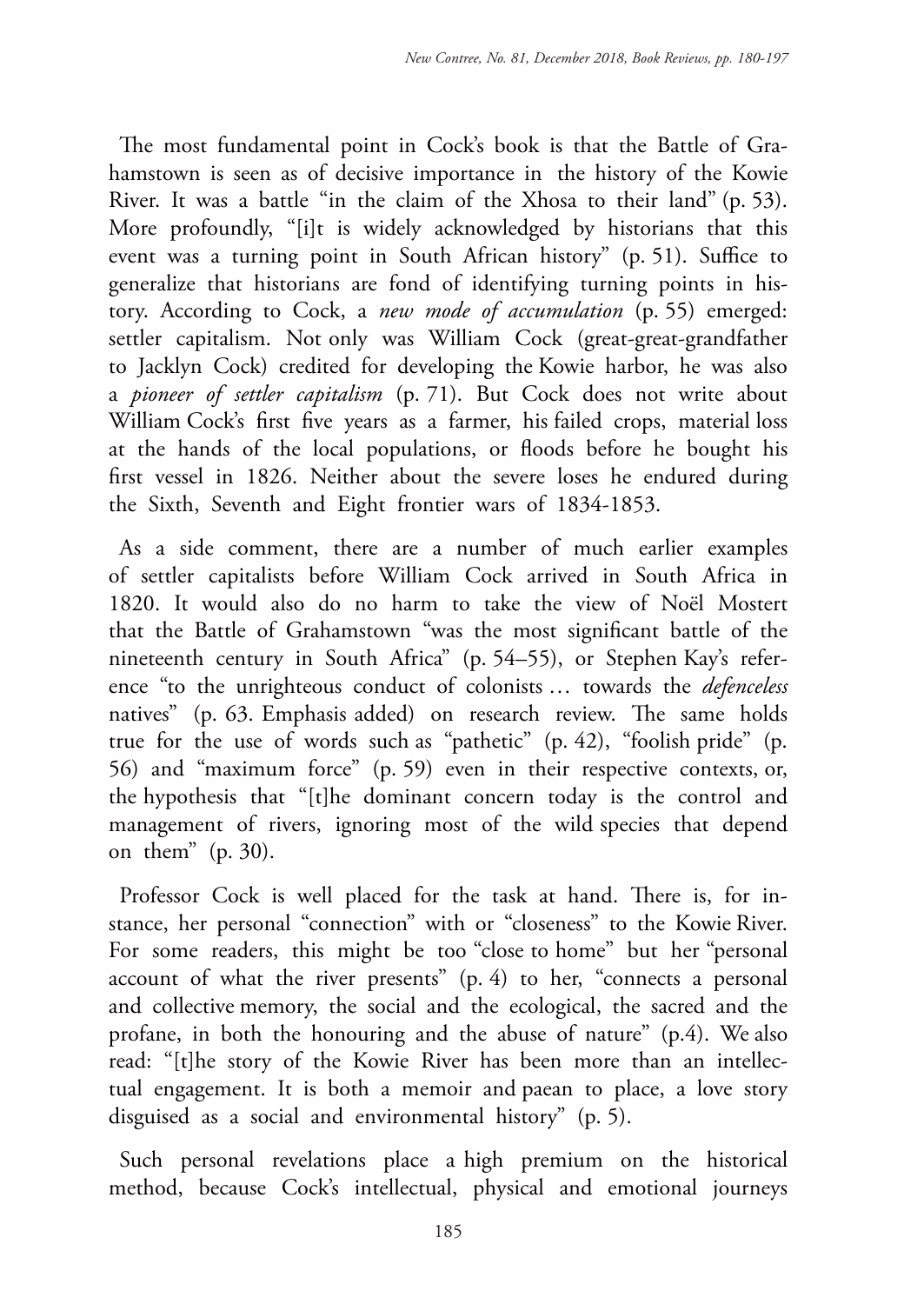The most fundamental point in Cock's book is that the Battle of Grahamstown is seen as of decisive importance in the history of the Kowie River. It was a battle "in the claim of the Xhosa to their land" (p. 53). More profoundly, "[i]t is widely acknowledged by historians that this event was a turning point in South African history" (p. 51). Suffice to generalize that historians are fond of identifying turning points in history. According to Cock, a *new mode of accumulation* (p. 55) emerged: settler capitalism. Not only was William Cock (great-great-grandfather to Jacklyn Cock) credited for developing the Kowie harbor, he was also a *pioneer of settler capitalism* (p. 71). But Cock does not write about William Cock's first five years as a farmer, his failed crops, material loss at the hands of the local populations, or floods before he bought his first vessel in 1826. Neither about the severe loses he endured during the Sixth, Seventh and Eight frontier wars of 1834-1853.

As a side comment, there are a number of much earlier examples of settler capitalists before William Cock arrived in South Africa in 1820. It would also do no harm to take the view of Noël Mostert that the Battle of Grahamstown "was the most significant battle of the nineteenth century in South Africa" (p. 54–55), or Stephen Kay's reference "to the unrighteous conduct of colonists … towards the *defenceless* natives" (p. 63. Emphasis added) on research review. The same holds true for the use of words such as "pathetic" (p. 42), "foolish pride" (p. 56) and "maximum force" (p. 59) even in their respective contexts, or, the hypothesis that "[t]he dominant concern today is the control and management of rivers, ignoring most of the wild species that depend on them" (p. 30).

Professor Cock is well placed for the task at hand. There is, for instance, her personal "connection" with or "closeness" to the Kowie River. For some readers, this might be too "close to home" but her "personal account of what the river presents" (p. 4) to her, "connects a personal and collective memory, the social and the ecological, the sacred and the profane, in both the honouring and the abuse of nature" (p.4). We also read: "[t]he story of the Kowie River has been more than an intellectual engagement. It is both a memoir and paean to place, a love story disguised as a social and environmental history" (p. 5).

Such personal revelations place a high premium on the historical method, because Cock's intellectual, physical and emotional journeys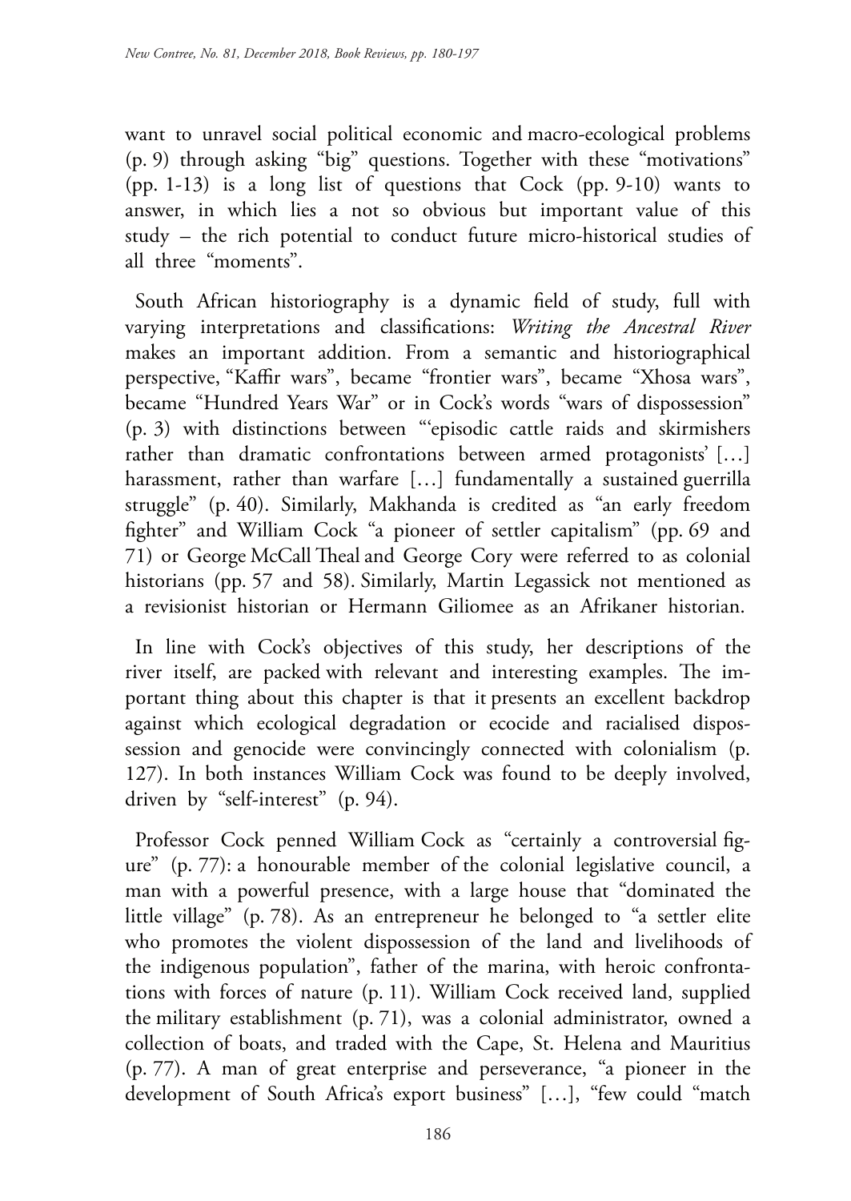want to unravel social political economic and macro-ecological problems (p. 9) through asking "big" questions. Together with these "motivations" (pp. 1-13) is a long list of questions that Cock (pp. 9-10) wants to answer, in which lies a not so obvious but important value of this study – the rich potential to conduct future micro-historical studies of all three "moments".

South African historiography is a dynamic field of study, full with varying interpretations and classifications: *Writing the Ancestral River* makes an important addition. From a semantic and historiographical perspective, "Kaffir wars", became "frontier wars", became "Xhosa wars", became "Hundred Years War" or in Cock's words "wars of dispossession" (p. 3) with distinctions between "'episodic cattle raids and skirmishers rather than dramatic confrontations between armed protagonists' […] harassment, rather than warfare […] fundamentally a sustained guerrilla struggle" (p. 40). Similarly, Makhanda is credited as "an early freedom fighter" and William Cock "a pioneer of settler capitalism" (pp. 69 and 71) or George McCall Theal and George Cory were referred to as colonial historians (pp. 57 and 58). Similarly, Martin Legassick not mentioned as a revisionist historian or Hermann Giliomee as an Afrikaner historian.

In line with Cock's objectives of this study, her descriptions of the river itself, are packed with relevant and interesting examples. The important thing about this chapter is that it presents an excellent backdrop against which ecological degradation or ecocide and racialised dispossession and genocide were convincingly connected with colonialism (p. 127). In both instances William Cock was found to be deeply involved, driven by "self-interest" (p. 94).

Professor Cock penned William Cock as "certainly a controversial figure" (p. 77): a honourable member of the colonial legislative council, a man with a powerful presence, with a large house that "dominated the little village" (p. 78). As an entrepreneur he belonged to "a settler elite who promotes the violent dispossession of the land and livelihoods of the indigenous population", father of the marina, with heroic confrontations with forces of nature (p. 11). William Cock received land, supplied the military establishment (p. 71), was a colonial administrator, owned a collection of boats, and traded with the Cape, St. Helena and Mauritius (p. 77). A man of great enterprise and perseverance, "a pioneer in the development of South Africa's export business" […], "few could "match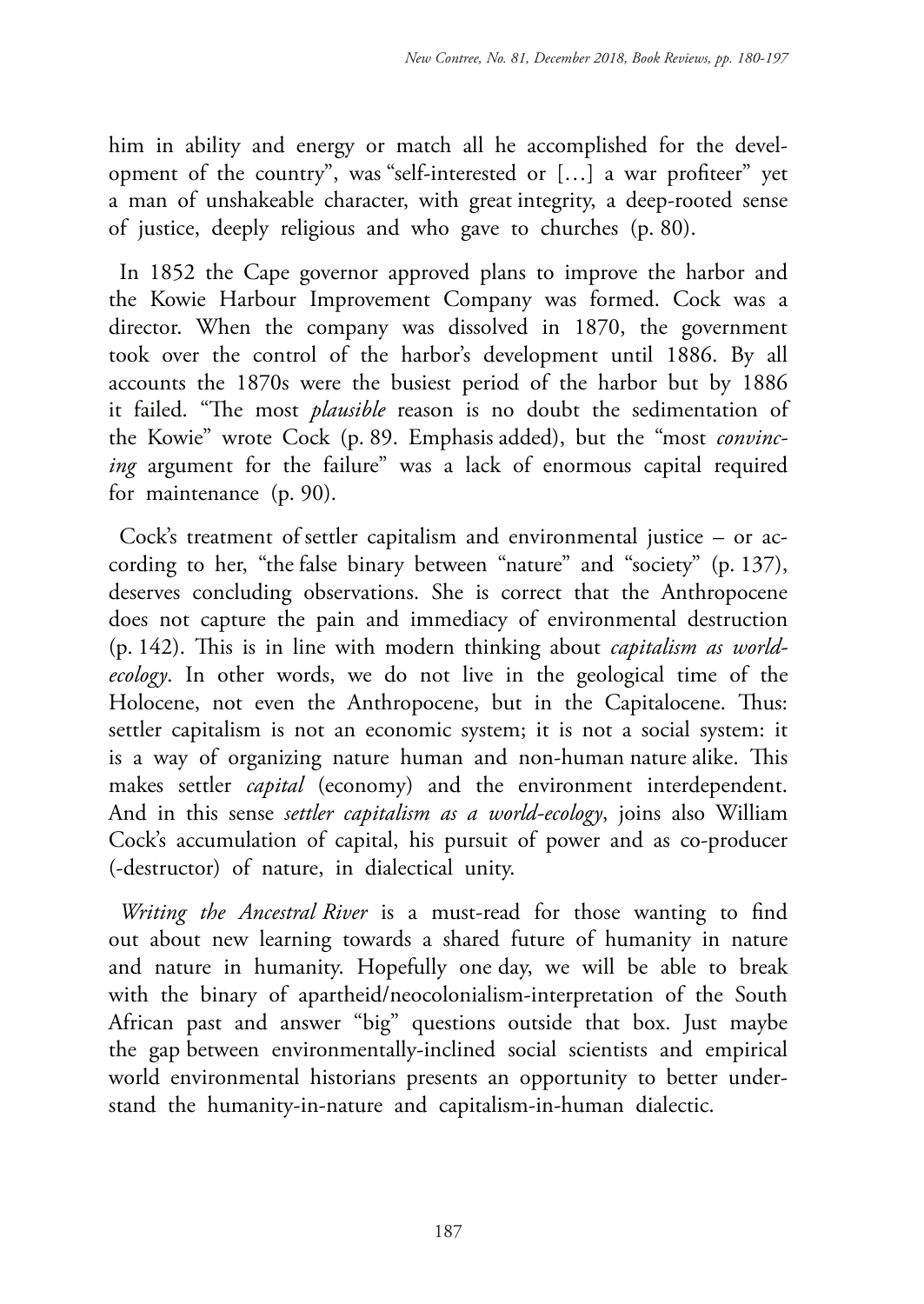him in ability and energy or match all he accomplished for the development of the country", was "self-interested or […] a war profiteer" yet a man of unshakeable character, with great integrity, a deep-rooted sense of justice, deeply religious and who gave to churches (p. 80).

In 1852 the Cape governor approved plans to improve the harbor and the Kowie Harbour Improvement Company was formed. Cock was a director. When the company was dissolved in 1870, the government took over the control of the harbor's development until 1886. By all accounts the 1870s were the busiest period of the harbor but by 1886 it failed. "The most *plausible* reason is no doubt the sedimentation of the Kowie" wrote Cock (p. 89. Emphasis added), but the "most *convincing* argument for the failure" was a lack of enormous capital required for maintenance (p. 90).

Cock's treatment of settler capitalism and environmental justice – or according to her, "the false binary between "nature" and "society" (p. 137), deserves concluding observations. She is correct that the Anthropocene does not capture the pain and immediacy of environmental destruction (p. 142). This is in line with modern thinking about *capitalism as world-ecology*. In other words, we do not live in the geological time of the Holocene, not even the Anthropocene, but in the Capitalocene. Thus: settler capitalism is not an economic system; it is not a social system: it is a way of organizing nature human and non-human nature alike. This makes settler *capital* (economy) and the environment interdependent. And in this sense *settler capitalism as a world-ecology*, joins also William Cock's accumulation of capital, his pursuit of power and as co-producer (-destructor) of nature, in dialectical unity.

*Writing the Ancestral River* is a must-read for those wanting to find out about new learning towards a shared future of humanity in nature and nature in humanity. Hopefully one day, we will be able to break with the binary of apartheid/neocolonialism-interpretation of the South African past and answer "big" questions outside that box. Just maybe the gap between environmentally-inclined social scientists and empirical world environmental historians presents an opportunity to better understand the humanity-in-nature and capitalism-in-human dialectic.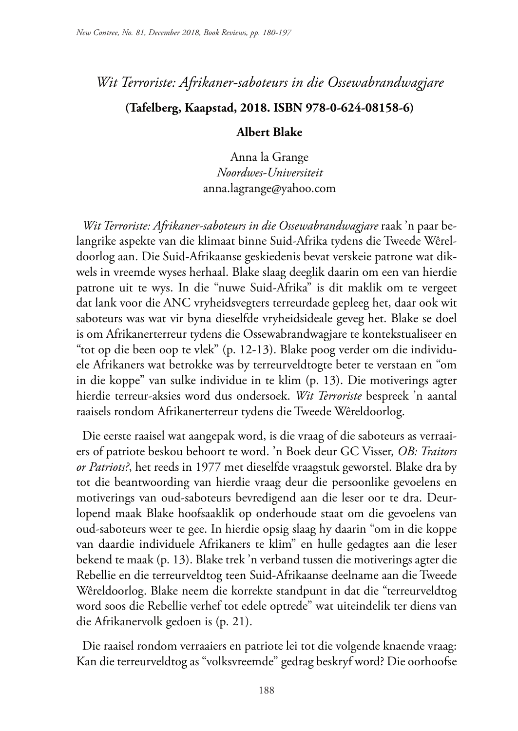## *Wit Terroriste: Afrikaner-saboteurs in die Ossewabrandwagjare*

**(Tafelberg, Kaapstad, 2018. ISBN 978-0-624-08158-6)**

**Albert Blake**

Anna la Grange
*Noordwes-Universiteit*
anna.lagrange@yahoo.com

*Wit Terroriste: Afrikaner-saboteurs in die Ossewabrandwagjare* raak 'n paar belangrike aspekte van die klimaat binne Suid-Afrika tydens die Tweede Wêreldoorlog aan. Die Suid-Afrikaanse geskiedenis bevat verskeie patrone wat dikwels in vreemde wyses herhaal. Blake slaag deeglik daarin om een van hierdie patrone uit te wys. In die "nuwe Suid-Afrika" is dit maklik om te vergeet dat lank voor die ANC vryheidsvegters terreurdade gepleeg het, daar ook wit saboteurs was wat vir byna dieselfde vryheidsideale geveg het. Blake se doel is om Afrikanerterreur tydens die Ossewabrandwagjare te kontekstualiseer en "tot op die been oop te vlek" (p. 12-13). Blake poog verder om die individuele Afrikaners wat betrokke was by terreurveldtogte beter te verstaan en "om in die koppe" van sulke individue in te klim (p. 13). Die motiverings agter hierdie terreur-aksies word dus ondersoek. *Wit Terroriste* bespreek 'n aantal raaisels rondom Afrikanerterreur tydens die Tweede Wêreldoorlog.

Die eerste raaisel wat aangepak word, is die vraag of die saboteurs as verraaiers of patriote beskou behoort te word. 'n Boek deur GC Visser, *OB: Traitors or Patriots?*, het reeds in 1977 met dieselfde vraagstuk geworstel. Blake dra by tot die beantwoording van hierdie vraag deur die persoonlike gevoelens en motiverings van oud-saboteurs bevredigend aan die leser oor te dra. Deurlopend maak Blake hoofsaaklik op onderhoude staat om die gevoelens van oud-saboteurs weer te gee. In hierdie opsig slaag hy daarin "om in die koppe van daardie individuele Afrikaners te klim" en hulle gedagtes aan die leser bekend te maak (p. 13). Blake trek 'n verband tussen die motiverings agter die Rebellie en die terreurveldtog teen Suid-Afrikaanse deelname aan die Tweede Wêreldoorlog. Blake neem die korrekte standpunt in dat die "terreurveldtog word soos die Rebellie verhef tot edele optrede" wat uiteindelik ter diens van die Afrikanervolk gedoen is (p. 21).

Die raaisel rondom verraaiers en patriote lei tot die volgende knaende vraag: Kan die terreurveldtog as "volksvreemde" gedrag beskryf word? Die oorhoofse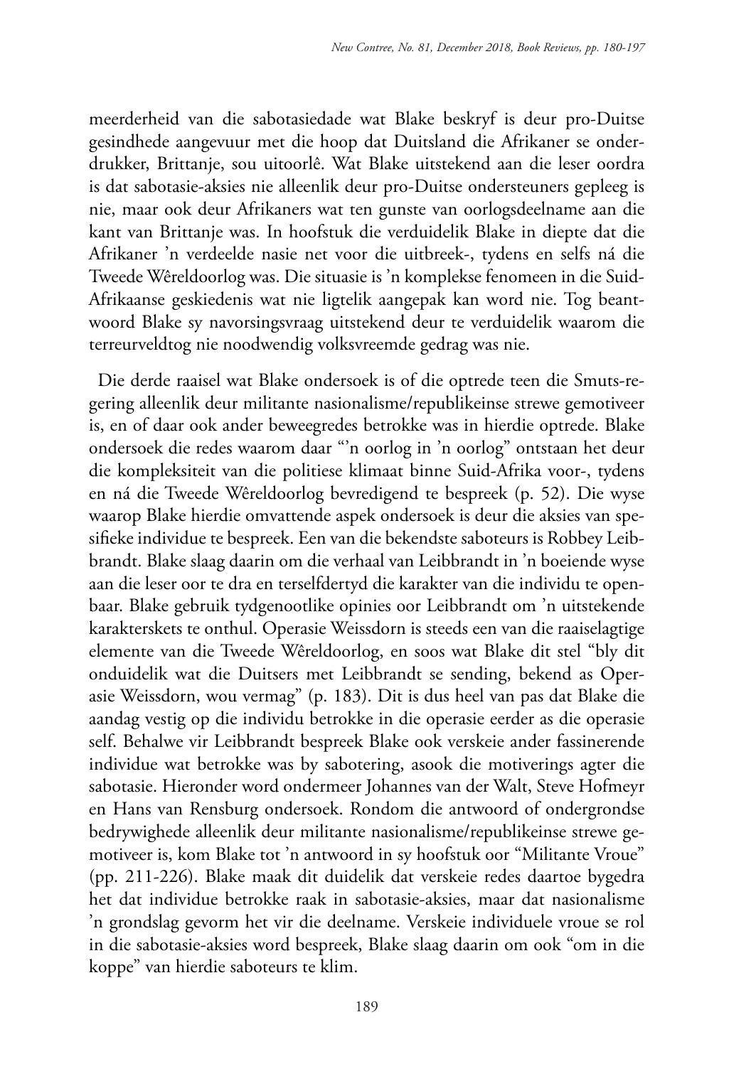meerderheid van die sabotasiedade wat Blake beskryf is deur pro-Duitse gesindhede aangevuur met die hoop dat Duitsland die Afrikaner se onderdrukker, Brittanje, sou uitoorlê. Wat Blake uitstekend aan die leser oordra is dat sabotasie-aksies nie alleenlik deur pro-Duitse ondersteuners gepleeg is nie, maar ook deur Afrikaners wat ten gunste van oorlogsdeelname aan die kant van Brittanje was. In hoofstuk die verduidelik Blake in diepte dat die Afrikaner 'n verdeelde nasie net voor die uitbreek-, tydens en selfs ná die Tweede Wêreldoorlog was. Die situasie is 'n komplekse fenomeen in die Suid-Afrikaanse geskiedenis wat nie ligtelik aangepak kan word nie. Tog beantwoord Blake sy navorsingsvraag uitstekend deur te verduidelik waarom die terreurveldtog nie noodwendig volksvreemde gedrag was nie.

Die derde raaisel wat Blake ondersoek is of die optrede teen die Smuts-regering alleenlik deur militante nasionalisme/republikeinse strewe gemotiveer is, en of daar ook ander beweegredes betrokke was in hierdie optrede. Blake ondersoek die redes waarom daar "'n oorlog in 'n oorlog" ontstaan het deur die kompleksiteit van die politiese klimaat binne Suid-Afrika voor-, tydens en ná die Tweede Wêreldoorlog bevredigend te bespreek (p. 52). Die wyse waarop Blake hierdie omvattende aspek ondersoek is deur die aksies van spesifieke individue te bespreek. Een van die bekendste saboteurs is Robbey Leibbrandt. Blake slaag daarin om die verhaal van Leibbrandt in 'n boeiende wyse aan die leser oor te dra en terselfdertyd die karakter van die individu te openbaar. Blake gebruik tydgenootlike opinies oor Leibbrandt om 'n uitstekende karakterskets te onthul. Operasie Weissdorn is steeds een van die raaiselagtige elemente van die Tweede Wêreldoorlog, en soos wat Blake dit stel "bly dit onduidelik wat die Duitsers met Leibbrandt se sending, bekend as Operasie Weissdorn, wou vermag" (p. 183). Dit is dus heel van pas dat Blake die aandag vestig op die individu betrokke in die operasie eerder as die operasie self. Behalwe vir Leibbrandt bespreek Blake ook verskeie ander fassinerende individue wat betrokke was by sabotering, asook die motiverings agter die sabotasie. Hieronder word ondermeer Johannes van der Walt, Steve Hofmeyr en Hans van Rensburg ondersoek. Rondom die antwoord of ondergrondse bedrywighede alleenlik deur militante nasionalisme/republikeinse strewe gemotiveer is, kom Blake tot 'n antwoord in sy hoofstuk oor "Militante Vroue" (pp. 211-226). Blake maak dit duidelik dat verskeie redes daartoe bygedra het dat individue betrokke raak in sabotasie-aksies, maar dat nasionalisme 'n grondslag gevorm het vir die deelname. Verskeie individuele vroue se rol in die sabotasie-aksies word bespreek, Blake slaag daarin om ook "om in die koppe" van hierdie saboteurs te klim.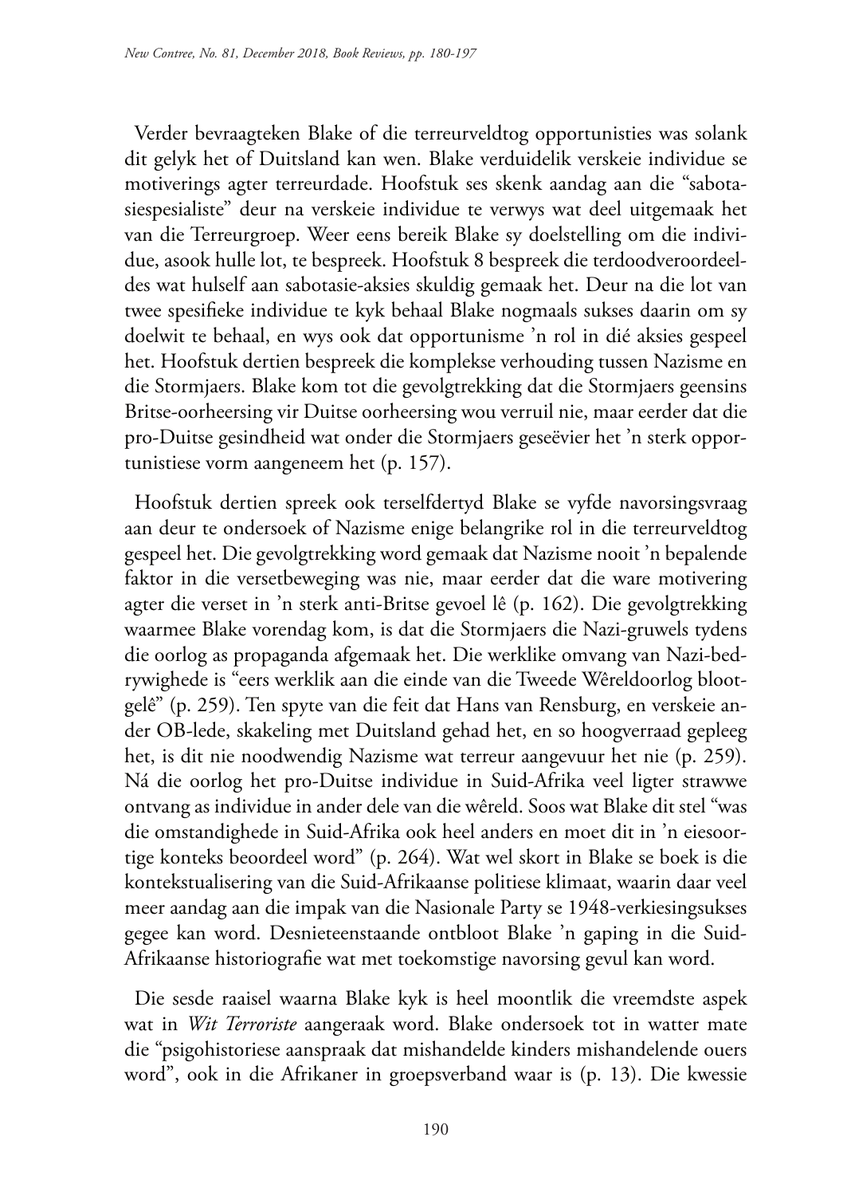Verder bevraagteken Blake of die terreurveldtog opportunisties was solank dit gelyk het of Duitsland kan wen. Blake verduidelik verskeie individue se motiverings agter terreurdade. Hoofstuk ses skenk aandag aan die "sabotasiespesialiste" deur na verskeie individue te verwys wat deel uitgemaak het van die Terreurgroep. Weer eens bereik Blake sy doelstelling om die individue, asook hulle lot, te bespreek. Hoofstuk 8 bespreek die terdoodveroordeeldes wat hulself aan sabotasie-aksies skuldig gemaak het. Deur na die lot van twee spesifieke individue te kyk behaal Blake nogmaals sukses daarin om sy doelwit te behaal, en wys ook dat opportunisme 'n rol in dié aksies gespeel het. Hoofstuk dertien bespreek die komplekse verhouding tussen Nazisme en die Stormjaers. Blake kom tot die gevolgtrekking dat die Stormjaers geensins Britse-oorheersing vir Duitse oorheersing wou verruil nie, maar eerder dat die pro-Duitse gesindheid wat onder die Stormjaers geseëvier het 'n sterk opportunistiese vorm aangeneem het (p. 157).

Hoofstuk dertien spreek ook terselfdertyd Blake se vyfde navorsingsvraag aan deur te ondersoek of Nazisme enige belangrike rol in die terreurveldtog gespeel het. Die gevolgtrekking word gemaak dat Nazisme nooit 'n bepalende faktor in die versetbeweging was nie, maar eerder dat die ware motivering agter die verset in 'n sterk anti-Britse gevoel lê (p. 162). Die gevolgtrekking waarmee Blake vorendag kom, is dat die Stormjaers die Nazi-gruwels tydens die oorlog as propaganda afgemaak het. Die werklike omvang van Nazi-bedrywighede is "eers werklik aan die einde van die Tweede Wêreldoorlog blootgelê" (p. 259). Ten spyte van die feit dat Hans van Rensburg, en verskeie ander OB-lede, skakeling met Duitsland gehad het, en so hoogverraad gepleeg het, is dit nie noodwendig Nazisme wat terreur aangevuur het nie (p. 259). Ná die oorlog het pro-Duitse individue in Suid-Afrika veel ligter strawwe ontvang as individue in ander dele van die wêreld. Soos wat Blake dit stel "was die omstandighede in Suid-Afrika ook heel anders en moet dit in 'n eiesoortige konteks beoordeel word" (p. 264). Wat wel skort in Blake se boek is die kontekstualisering van die Suid-Afrikaanse politiese klimaat, waarin daar veel meer aandag aan die impak van die Nasionale Party se 1948-verkiesingsukses gegee kan word. Desnieteenstaande ontbloot Blake 'n gaping in die Suid-Afrikaanse historiografie wat met toekomstige navorsing gevul kan word.

Die sesde raaisel waarna Blake kyk is heel moontlik die vreemdste aspek wat in *Wit Terroriste* aangeraak word. Blake ondersoek tot in watter mate die "psigohistoriese aanspraak dat mishandelde kinders mishandelende ouers word", ook in die Afrikaner in groepsverband waar is (p. 13). Die kwessie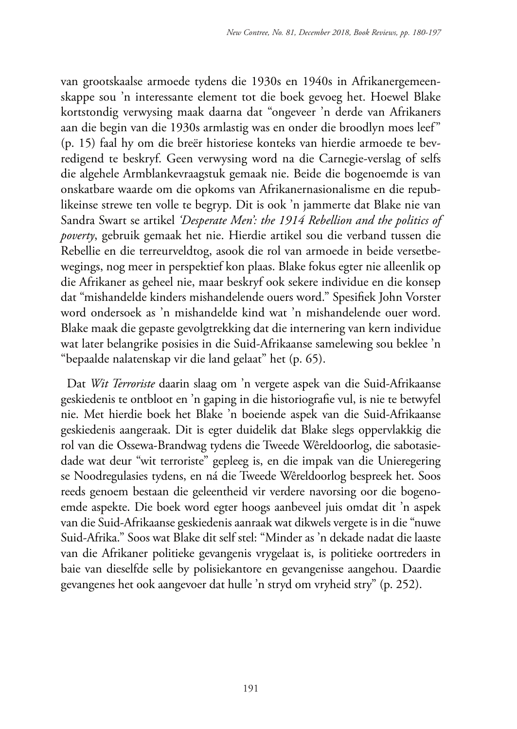van grootskaalse armoede tydens die 1930s en 1940s in Afrikanergemeenskappe sou 'n interessante element tot die boek gevoeg het. Hoewel Blake kortstondig verwysing maak daarna dat "ongeveer 'n derde van Afrikaners aan die begin van die 1930s armlastig was en onder die broodlyn moes leef" (p. 15) faal hy om die breër historiese konteks van hierdie armoede te bevredigend te beskryf. Geen verwysing word na die Carnegie-verslag of selfs die algehele Armblankevraagstuk gemaak nie. Beide die bogenoemde is van onskatbare waarde om die opkoms van Afrikanernasionalisme en die republikeinse strewe ten volle te begryp. Dit is ook 'n jammerte dat Blake nie van Sandra Swart se artikel *'Desperate Men': the 1914 Rebellion and the politics of poverty*, gebruik gemaak het nie. Hierdie artikel sou die verband tussen die Rebellie en die terreurveldtog, asook die rol van armoede in beide versetbewegings, nog meer in perspektief kon plaas. Blake fokus egter nie alleenlik op die Afrikaner as geheel nie, maar beskryf ook sekere individue en die konsep dat "mishandelde kinders mishandelende ouers word." Spesifiek John Vorster word ondersoek as 'n mishandelde kind wat 'n mishandelende ouer word. Blake maak die gepaste gevolgtrekking dat die internering van kern individue wat later belangrike posisies in die Suid-Afrikaanse samelewing sou beklee 'n "bepaalde nalatenskap vir die land gelaat" het (p. 65).

Dat *Wit Terroriste* daarin slaag om 'n vergete aspek van die Suid-Afrikaanse geskiedenis te ontbloot en 'n gaping in die historiografie vul, is nie te betwyfel nie. Met hierdie boek het Blake 'n boeiende aspek van die Suid-Afrikaanse geskiedenis aangeraak. Dit is egter duidelik dat Blake slegs oppervlakkig die rol van die Ossewa-Brandwag tydens die Tweede Wêreldoorlog, die sabotasiedade wat deur "wit terroriste" gepleeg is, en die impak van die Unieregering se Noodregulasies tydens, en ná die Tweede Wêreldoorlog bespreek het. Soos reeds genoem bestaan die geleentheid vir verdere navorsing oor die bogenoemde aspekte. Die boek word egter hoogs aanbeveel juis omdat dit 'n aspek van die Suid-Afrikaanse geskiedenis aanraak wat dikwels vergete is in die "nuwe Suid-Afrika." Soos wat Blake dit self stel: "Minder as 'n dekade nadat die laaste van die Afrikaner politieke gevangenis vrygelaat is, is politieke oortreders in baie van dieselfde selle by polisiekantore en gevangenisse aangehou. Daardie gevangenes het ook aangevoer dat hulle 'n stryd om vryheid stry" (p. 252).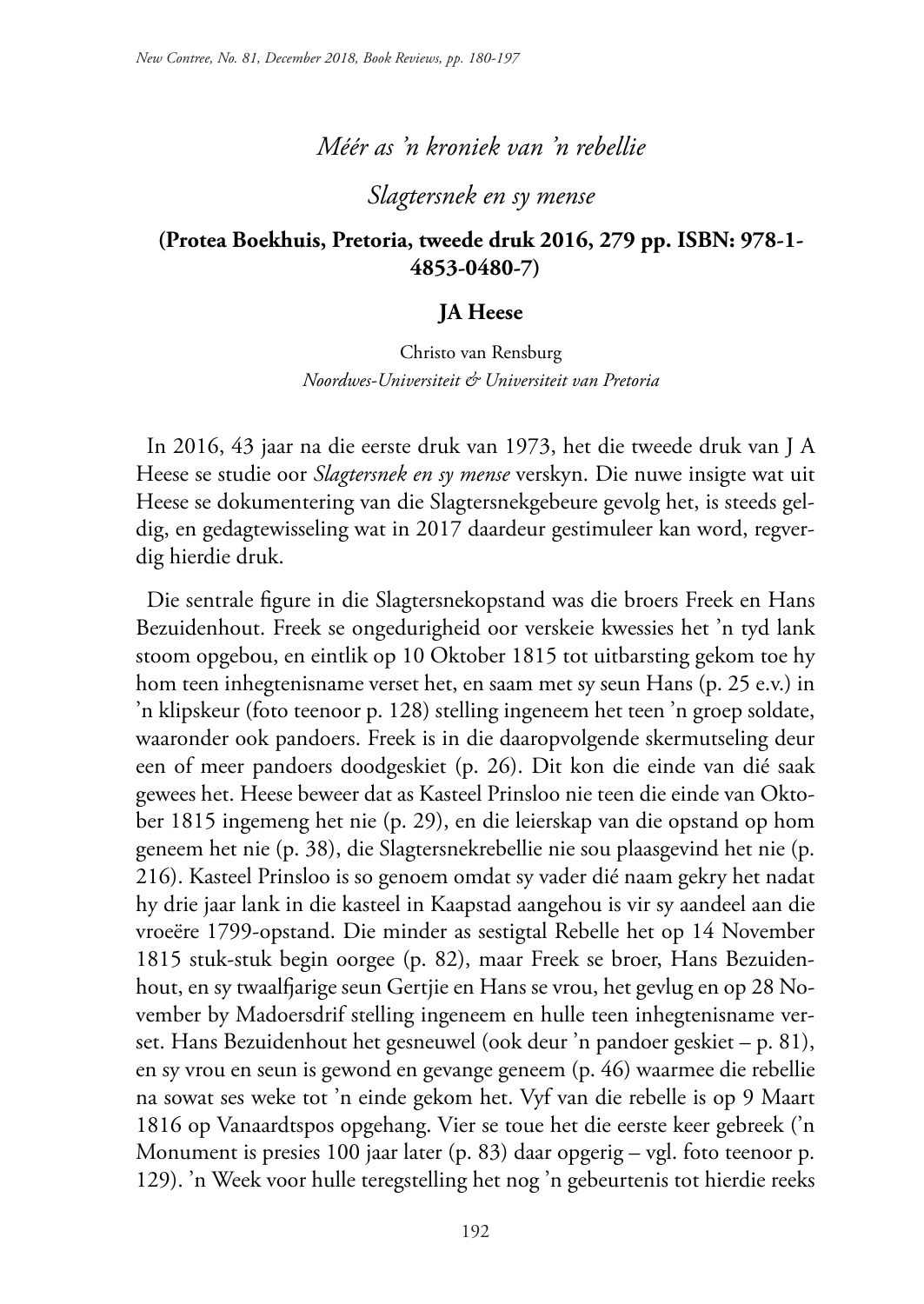*Méér as 'n kroniek van 'n rebellie*

*Slagtersnek en sy mense*

**(Protea Boekhuis, Pretoria, tweede druk 2016, 279 pp. ISBN: 978-1-4853-0480-7)**

**JA Heese**

Christo van Rensburg
*Noordwes-Universiteit & Universiteit van Pretoria*

In 2016, 43 jaar na die eerste druk van 1973, het die tweede druk van J A Heese se studie oor *Slagtersnek en sy mense* verskyn. Die nuwe insigte wat uit Heese se dokumentering van die Slagtersnekgebeure gevolg het, is steeds geldig, en gedagtewisseling wat in 2017 daardeur gestimuleer kan word, regverdig hierdie druk.

Die sentrale figure in die Slagtersnekopstand was die broers Freek en Hans Bezuidenhout. Freek se ongedurigheid oor verskeie kwessies het 'n tyd lank stoom opgebou, en eintlik op 10 Oktober 1815 tot uitbarsting gekom toe hy hom teen inhegtenisname verset het, en saam met sy seun Hans (p. 25 e.v.) in 'n klipskeur (foto teenoor p. 128) stelling ingeneem het teen 'n groep soldate, waaronder ook pandoers. Freek is in die daaropvolgende skermutseling deur een of meer pandoers doodgeskiet (p. 26). Dit kon die einde van dié saak gewees het. Heese beweer dat as Kasteel Prinsloo nie teen die einde van Oktober 1815 ingemeng het nie (p. 29), en die leierskap van die opstand op hom geneem het nie (p. 38), die Slagtersnekrebellie nie sou plaasgevind het nie (p. 216). Kasteel Prinsloo is so genoem omdat sy vader dié naam gekry het nadat hy drie jaar lank in die kasteel in Kaapstad aangehou is vir sy aandeel aan die vroeëre 1799-opstand. Die minder as sestigtal Rebelle het op 14 November 1815 stuk-stuk begin oorgee (p. 82), maar Freek se broer, Hans Bezuidenhout, en sy twaalfjarige seun Gertjie en Hans se vrou, het gevlug en op 28 November by Madoersdrif stelling ingeneem en hulle teen inhegtenisname verset. Hans Bezuidenhout het gesneuwel (ook deur 'n pandoer geskiet – p. 81), en sy vrou en seun is gewond en gevange geneem (p. 46) waarmee die rebellie na sowat ses weke tot 'n einde gekom het. Vyf van die rebelle is op 9 Maart 1816 op Vanaardtspos opgehang. Vier se toue het die eerste keer gebreek ('n Monument is presies 100 jaar later (p. 83) daar opgerig – vgl. foto teenoor p. 129). 'n Week voor hulle teregstelling het nog 'n gebeurtenis tot hierdie reeks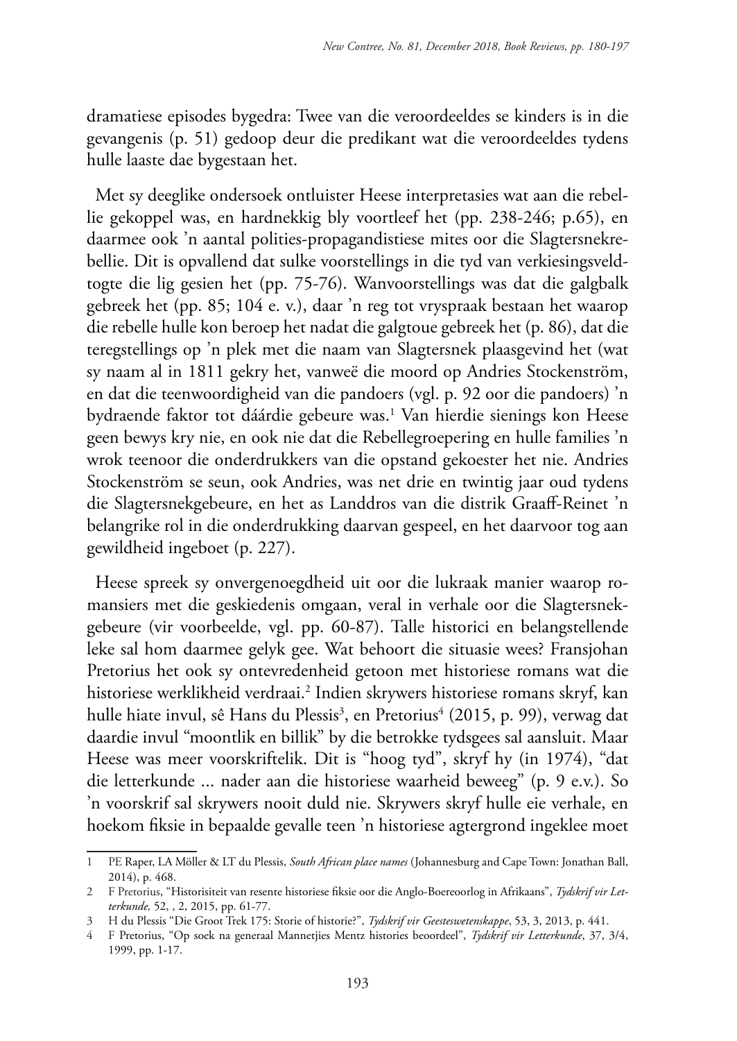dramatiese episodes bygedra: Twee van die veroordeeldes se kinders is in die gevangenis (p. 51) gedoop deur die predikant wat die veroordeeldes tydens hulle laaste dae bygestaan het.

Met sy deeglike ondersoek ontluister Heese interpretasies wat aan die rebellie gekoppel was, en hardnekkig bly voortleef het (pp. 238-246; p.65), en daarmee ook 'n aantal polities-propagandistiese mites oor die Slagtersnekrebellie. Dit is opvallend dat sulke voorstellings in die tyd van verkiesingsveldtogte die lig gesien het (pp. 75-76). Wanvoorstellings was dat die galgbalk gebreek het (pp. 85; 104 e. v.), daar 'n reg tot vryspraak bestaan het waarop die rebelle hulle kon beroep het nadat die galgtoue gebreek het (p. 86), dat die teregstellings op 'n plek met die naam van Slagtersnek plaasgevind het (wat sy naam al in 1811 gekry het, vanweë die moord op Andries Stockenström, en dat die teenwoordigheid van die pandoers (vgl. p. 92 oor die pandoers) 'n bydraende faktor tot dáárdie gebeure was.[1] Van hierdie sienings kon Heese geen bewys kry nie, en ook nie dat die Rebellegroepering en hulle families 'n wrok teenoor die onderdrukkers van die opstand gekoester het nie. Andries Stockenström se seun, ook Andries, was net drie en twintig jaar oud tydens die Slagtersnekgebeure, en het as Landdros van die distrik Graaff-Reinet 'n belangrike rol in die onderdrukking daarvan gespeel, en het daarvoor tog aan gewildheid ingeboet (p. 227).

Heese spreek sy onvergenoegdheid uit oor die lukraak manier waarop romansiers met die geskiedenis omgaan, veral in verhale oor die Slagtersnekgebeure (vir voorbeelde, vgl. pp. 60-87). Talle historici en belangstellende leke sal hom daarmee gelyk gee. Wat behoort die situasie wees? Fransjohan Pretorius het ook sy ontevredenheid getoon met historiese romans wat die historiese werklikheid verdraai.[2] Indien skrywers historiese romans skryf, kan hulle hiate invul, sê Hans du Plessis[3], en Pretorius[4] (2015, p. 99), verwag dat daardie invul "moontlik en billik" by die betrokke tydsgees sal aansluit. Maar Heese was meer voorskriftelik. Dit is "hoog tyd", skryf hy (in 1974), "dat die letterkunde ... nader aan die historiese waarheid beweeg" (p. 9 e.v.). So 'n voorskrif sal skrywers nooit duld nie. Skrywers skryf hulle eie verhale, en hoekom fiksie in bepaalde gevalle teen 'n historiese agtergrond ingeklee moet

---

1 PE Raper, LA Möller & LT du Plessis, *South African place names* (Johannesburg and Cape Town: Jonathan Ball, 2014), p. 468.

2 F Pretorius, "Historisiteit van resente historiese fiksie oor die Anglo-Boereoorlog in Afrikaans", *Tydskrif vir Letterkunde,* 52, , 2, 2015, pp. 61-77.

3 H du Plessis "Die Groot Trek 175: Storie of historie?", *Tydskrif vir Geesteswetenskappe*, 53, 3, 2013, p. 441.

4 F Pretorius, "Op soek na generaal Mannetjies Mentz histories beoordeel", *Tydskrif vir Letterkunde*, 37, 3/4, 1999, pp. 1-17.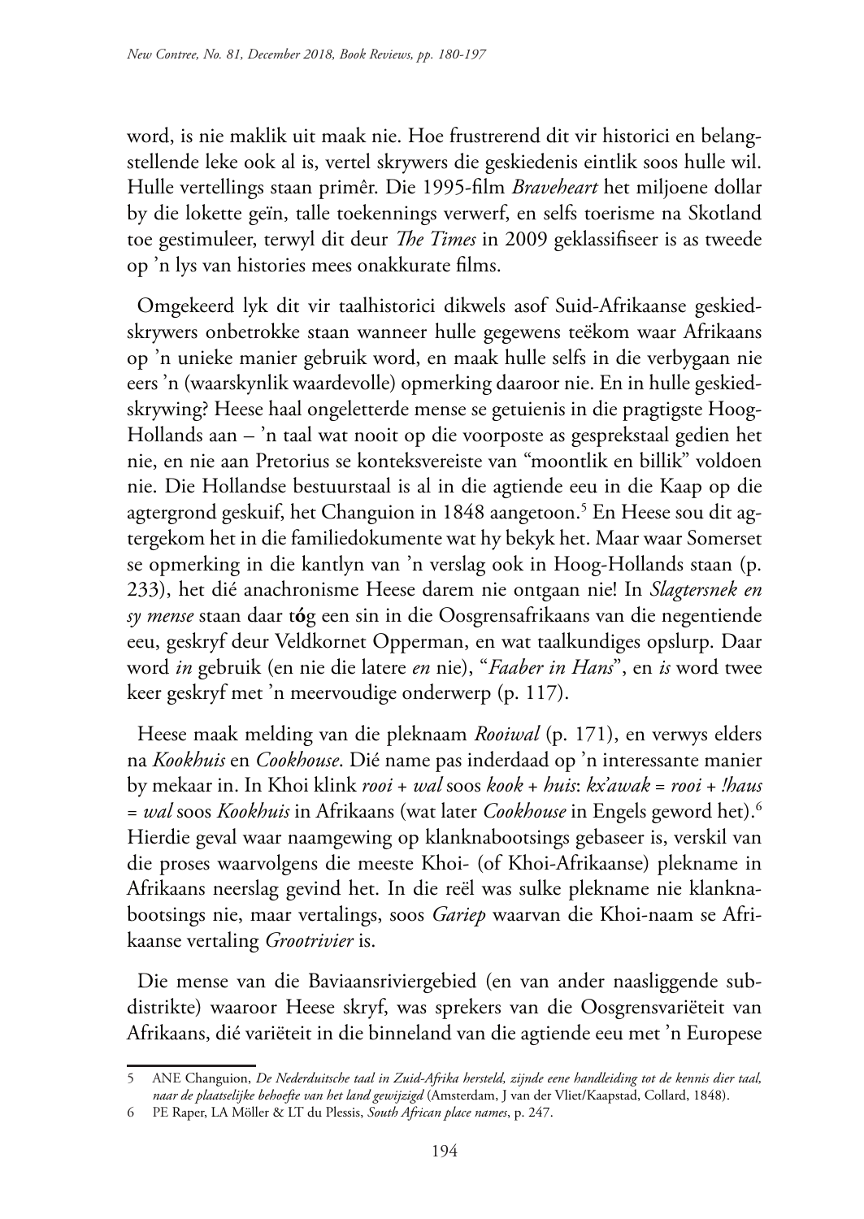word, is nie maklik uit maak nie. Hoe frustrerend dit vir historici en belangstellende leke ook al is, vertel skrywers die geskiedenis eintlik soos hulle wil. Hulle vertellings staan primêr. Die 1995-film *Braveheart* het miljoene dollar by die lokette geïn, talle toekennings verwerf, en selfs toerisme na Skotland toe gestimuleer, terwyl dit deur *The Times* in 2009 geklassifiseer is as tweede op 'n lys van histories mees onakkurate films.

Omgekeerd lyk dit vir taalhistorici dikwels asof Suid-Afrikaanse geskiedskrywers onbetrokke staan wanneer hulle gegewens teëkom waar Afrikaans op 'n unieke manier gebruik word, en maak hulle selfs in die verbygaan nie eers 'n (waarskynlik waardevolle) opmerking daaroor nie. En in hulle geskiedskrywing? Heese haal ongeletterde mense se getuienis in die pragtigste Hoog-Hollands aan – 'n taal wat nooit op die voorposte as gesprekstaal gedien het nie, en nie aan Pretorius se konteksvereiste van "moontlik en billik" voldoen nie. Die Hollandse bestuurstaal is al in die agtiende eeu in die Kaap op die agtergrond geskuif, het Changuion in 1848 aangetoon.[5] En Heese sou dit agtergekom het in die familiedokumente wat hy bekyk het. Maar waar Somerset se opmerking in die kantlyn van 'n verslag ook in Hoog-Hollands staan (p. 233), het dié anachronisme Heese darem nie ontgaan nie! In *Slagtersnek en sy mense* staan daar t**ó**g een sin in die Oosgrensafrikaans van die negentiende eeu, geskryf deur Veldkornet Opperman, en wat taalkundiges opslurp. Daar word *in* gebruik (en nie die latere *en* nie), "*Faaber in Hans*", en *is* word twee keer geskryf met 'n meervoudige onderwerp (p. 117).

Heese maak melding van die pleknaam *Rooiwal* (p. 171), en verwys elders na *Kookhuis* en *Cookhouse*. Dié name pas inderdaad op 'n interessante manier by mekaar in. In Khoi klink *rooi* + *wal* soos *kook* + *huis*: *kx'awak* = *rooi* + *!haus* = *wal* soos *Kookhuis* in Afrikaans (wat later *Cookhouse* in Engels geword het).[6] Hierdie geval waar naamgewing op klanknabootsings gebaseer is, verskil van die proses waarvolgens die meeste Khoi- (of Khoi-Afrikaanse) plekname in Afrikaans neerslag gevind het. In die reël was sulke plekname nie klanknabootsings nie, maar vertalings, soos *Gariep* waarvan die Khoi-naam se Afrikaanse vertaling *Grootrivier* is.

Die mense van die Baviaansriviergebied (en van ander naasliggende subdistrikte) waaroor Heese skryf, was sprekers van die Oosgrensvariëteit van Afrikaans, dié variëteit in die binneland van die agtiende eeu met 'n Europese

---

5 ANE Changuion, *De Nederduitsche taal in Zuid-Afrika hersteld, zijnde eene handleiding tot de kennis dier taal, naar de plaatselijke behoefte van het land gewijzigd* (Amsterdam, J van der Vliet/Kaapstad, Collard, 1848).

6 PE Raper, LA Möller & LT du Plessis, *South African place names*, p. 247.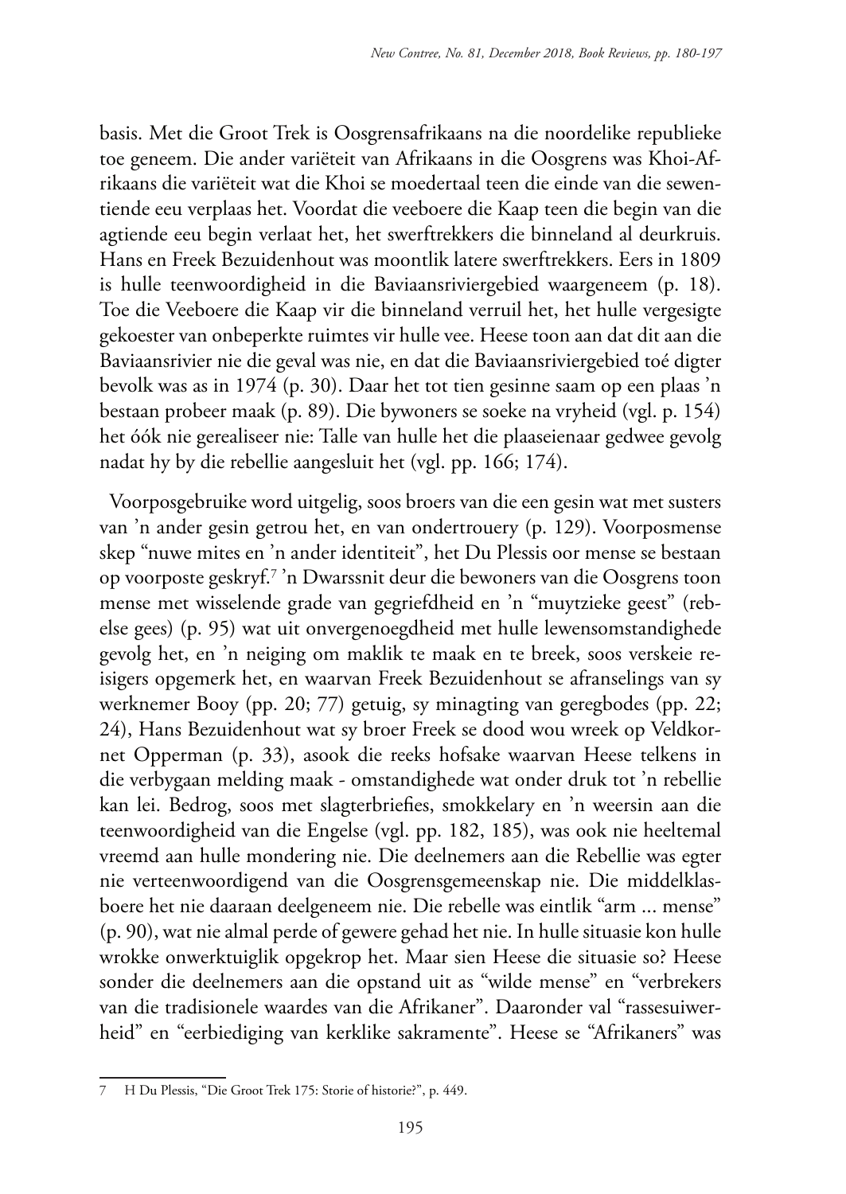basis. Met die Groot Trek is Oosgrensafrikaans na die noordelike republieke toe geneem. Die ander variëteit van Afrikaans in die Oosgrens was Khoi-Afrikaans die variëteit wat die Khoi se moedertaal teen die einde van die sewentiende eeu verplaas het. Voordat die veeboere die Kaap teen die begin van die agtiende eeu begin verlaat het, het swerftrekkers die binneland al deurkruis. Hans en Freek Bezuidenhout was moontlik latere swerftrekkers. Eers in 1809 is hulle teenwoordigheid in die Baviaansriviergebied waargeneem (p. 18). Toe die Veeboere die Kaap vir die binneland verruil het, het hulle vergesigte gekoester van onbeperkte ruimtes vir hulle vee. Heese toon aan dat dit aan die Baviaansrivier nie die geval was nie, en dat die Baviaansriviergebied toé digter bevolk was as in 1974 (p. 30). Daar het tot tien gesinne saam op een plaas 'n bestaan probeer maak (p. 89). Die bywoners se soeke na vryheid (vgl. p. 154) het óók nie gerealiseer nie: Talle van hulle het die plaaseienaar gedwee gevolg nadat hy by die rebellie aangesluit het (vgl. pp. 166; 174).

Voorposgebruike word uitgelig, soos broers van die een gesin wat met susters van 'n ander gesin getrou het, en van ondertrouery (p. 129). Voorposmense skep "nuwe mites en 'n ander identiteit", het Du Plessis oor mense se bestaan op voorposte geskryf.[7] 'n Dwarssnit deur die bewoners van die Oosgrens toon mense met wisselende grade van gegriefdheid en 'n "muytzieke geest" (rebelse gees) (p. 95) wat uit onvergenoegdheid met hulle lewensomstandighede gevolg het, en 'n neiging om maklik te maak en te breek, soos verskeie reisigers opgemerk het, en waarvan Freek Bezuidenhout se afranselings van sy werknemer Booy (pp. 20; 77) getuig, sy minagting van geregbodes (pp. 22; 24), Hans Bezuidenhout wat sy broer Freek se dood wou wreek op Veldkornet Opperman (p. 33), asook die reeks hofsake waarvan Heese telkens in die verbygaan melding maak - omstandighede wat onder druk tot 'n rebellie kan lei. Bedrog, soos met slagterbriefies, smokkelary en 'n weersin aan die teenwoordigheid van die Engelse (vgl. pp. 182, 185), was ook nie heeltemal vreemd aan hulle mondering nie. Die deelnemers aan die Rebellie was egter nie verteenwoordigend van die Oosgrensgemeenskap nie. Die middelklasboere het nie daaraan deelgeneem nie. Die rebelle was eintlik "arm ... mense" (p. 90), wat nie almal perde of gewere gehad het nie. In hulle situasie kon hulle wrokke onwerktuiglik opgekrop het. Maar sien Heese die situasie so? Heese sonder die deelnemers aan die opstand uit as "wilde mense" en "verbrekers van die tradisionele waardes van die Afrikaner". Daaronder val "rassesuiwerheid" en "eerbiediging van kerklike sakramente". Heese se "Afrikaners" was

---

7 H Du Plessis, "Die Groot Trek 175: Storie of historie?", p. 449.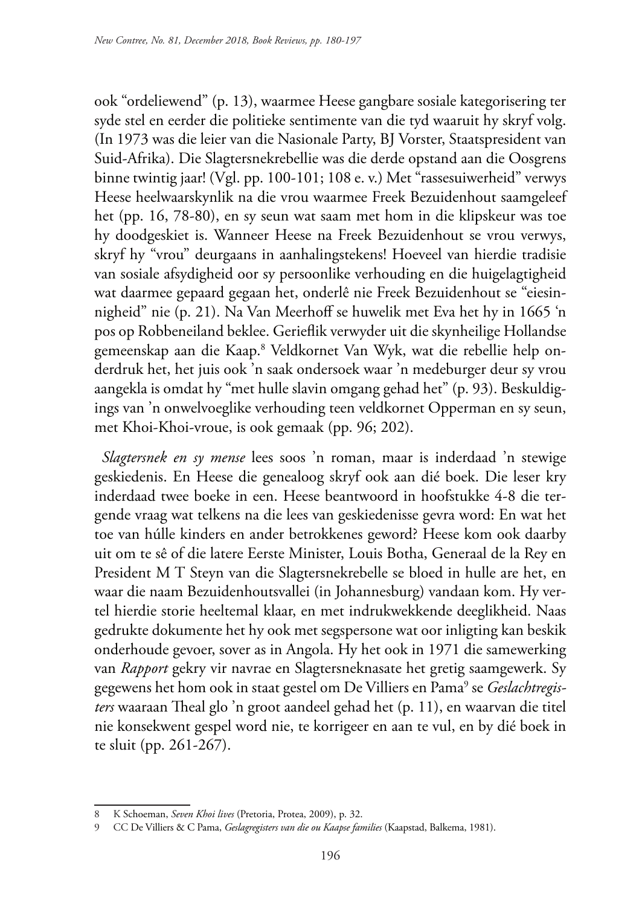ook "ordeliewend" (p. 13), waarmee Heese gangbare sosiale kategorisering ter syde stel en eerder die politieke sentimente van die tyd waaruit hy skryf volg. (In 1973 was die leier van die Nasionale Party, BJ Vorster, Staatspresident van Suid-Afrika). Die Slagtersnekrebellie was die derde opstand aan die Oosgrens binne twintig jaar! (Vgl. pp. 100-101; 108 e. v.) Met "rassesuiwerheid" verwys Heese heelwaarskynlik na die vrou waarmee Freek Bezuidenhout saamgeleef het (pp. 16, 78-80), en sy seun wat saam met hom in die klipskeur was toe hy doodgeskiet is. Wanneer Heese na Freek Bezuidenhout se vrou verwys, skryf hy "vrou" deurgaans in aanhalingstekens! Hoeveel van hierdie tradisie van sosiale afsydigheid oor sy persoonlike verhouding en die huigelagtigheid wat daarmee gepaard gegaan het, onderlê nie Freek Bezuidenhout se "eiesinnigheid" nie (p. 21). Na Van Meerhoff se huwelik met Eva het hy in 1665 'n pos op Robbeneiland beklee. Gerieflik verwyder uit die skynheilige Hollandse gemeenskap aan die Kaap.[8] Veldkornet Van Wyk, wat die rebellie help onderdruk het, het juis ook 'n saak ondersoek waar 'n medeburger deur sy vrou aangekla is omdat hy "met hulle slavin omgang gehad het" (p. 93). Beskuldigings van 'n onwelvoeglike verhouding teen veldkornet Opperman en sy seun, met Khoi-Khoi-vroue, is ook gemaak (pp. 96; 202).

*Slagtersnek en sy mense* lees soos 'n roman, maar is inderdaad 'n stewige geskiedenis. En Heese die genealoog skryf ook aan dié boek. Die leser kry inderdaad twee boeke in een. Heese beantwoord in hoofstukke 4-8 die tergende vraag wat telkens na die lees van geskiedenisse gevra word: En wat het toe van húlle kinders en ander betrokkenes geword? Heese kom ook daarby uit om te sê of die latere Eerste Minister, Louis Botha, Generaal de la Rey en President M T Steyn van die Slagtersnekrebelle se bloed in hulle are het, en waar die naam Bezuidenhoutsvallei (in Johannesburg) vandaan kom. Hy vertel hierdie storie heeltemal klaar, en met indrukwekkende deeglikheid. Naas gedrukte dokumente het hy ook met segspersone wat oor inligting kan beskik onderhoude gevoer, sover as in Angola. Hy het ook in 1971 die samewerking van *Rapport* gekry vir navrae en Slagtersneknasate het gretig saamgewerk. Sy gegewens het hom ook in staat gestel om De Villiers en Pama[9] se *Geslachtregisters* waaraan Theal glo 'n groot aandeel gehad het (p. 11), en waarvan die titel nie konsekwent gespel word nie, te korrigeer en aan te vul, en by dié boek in te sluit (pp. 261-267).

---

8 K Schoeman, *Seven Khoi lives* (Pretoria, Protea, 2009), p. 32.

9 CC De Villiers & C Pama, *Geslagregisters van die ou Kaapse families* (Kaapstad, Balkema, 1981).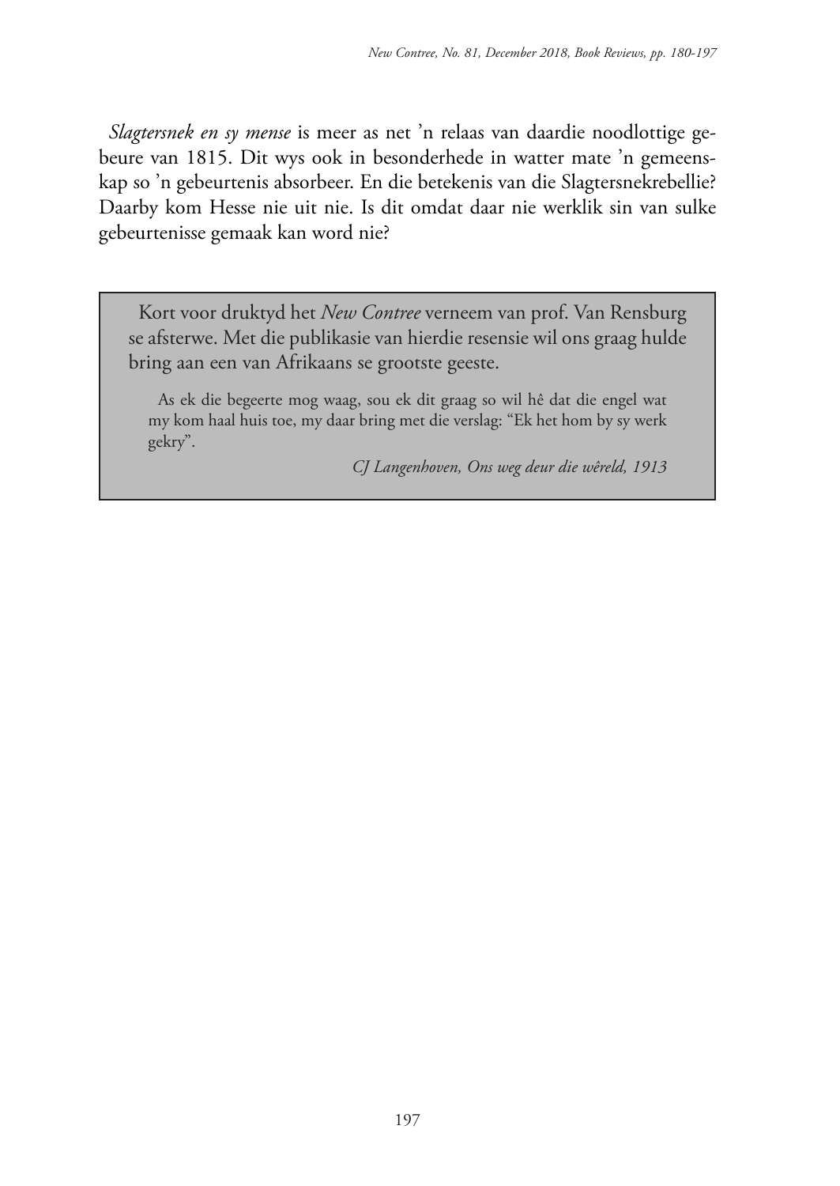*Slagtersnek en sy mense* is meer as net 'n relaas van daardie noodlottige gebeure van 1815. Dit wys ook in besonderhede in watter mate 'n gemeenskap so 'n gebeurtenis absorbeer. En die betekenis van die Slagtersnekrebellie? Daarby kom Hesse nie uit nie. Is dit omdat daar nie werklik sin van sulke gebeurtenisse gemaak kan word nie?

Kort voor druktyd het *New Contree* verneem van prof. Van Rensburg se afsterwe. Met die publikasie van hierdie resensie wil ons graag hulde bring aan een van Afrikaans se grootste geeste.

> As ek die begeerte mog waag, sou ek dit graag so wil hê dat die engel wat my kom haal huis toe, my daar bring met die verslag: "Ek het hom by sy werk gekry".
>
> *CJ Langenhoven, Ons weg deur die wêreld, 1913*